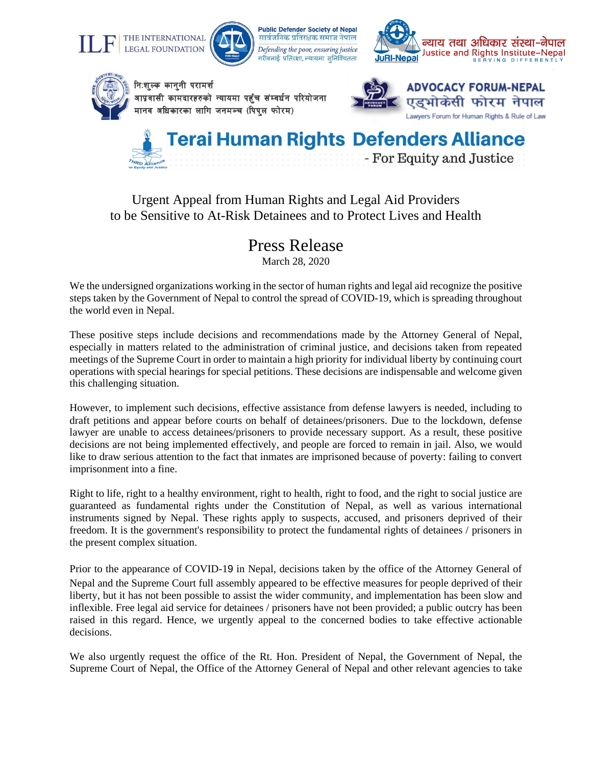THE INTERNATIONAL LEGAL FOUNDATION

Public Defender Society of Nepal
सार्वजनिक प्रतिरक्षक समाज नेपाल
*Defending the poor, ensuring justice*
गरीबलाई प्रतिरक्षा, न्यायमा सुनिश्चितता

JuRI-Nepal
न्याय तथा अधिकार संस्था-नेपाल
Justice and Rights Institute–Nepal
SERVING DIFFERENTLY

नि:शुल्क कानुनी परामर्श
आप्रवासी कामदारहरुको न्यायमा पहुँच संम्वर्धन परियोजना
मानव अधिकारका लागि जनमञ्च (पिपुल फोरम)

ADVOCACY FORUM-NEPAL
एड्भोकेसी फोरम नेपाल
Lawyers Forum for Human Rights & Rule of Law

Terai Human Rights Defenders Alliance
- For Equity and Justice

Urgent Appeal from Human Rights and Legal Aid Providers
to be Sensitive to At-Risk Detainees and to Protect Lives and Health

# Press Release

March 28, 2020

We the undersigned organizations working in the sector of human rights and legal aid recognize the positive steps taken by the Government of Nepal to control the spread of COVID-19, which is spreading throughout the world even in Nepal.

These positive steps include decisions and recommendations made by the Attorney General of Nepal, especially in matters related to the administration of criminal justice, and decisions taken from repeated meetings of the Supreme Court in order to maintain a high priority for individual liberty by continuing court operations with special hearings for special petitions. These decisions are indispensable and welcome given this challenging situation.

However, to implement such decisions, effective assistance from defense lawyers is needed, including to draft petitions and appear before courts on behalf of detainees/prisoners. Due to the lockdown, defense lawyer are unable to access detainees/prisoners to provide necessary support. As a result, these positive decisions are not being implemented effectively, and people are forced to remain in jail. Also, we would like to draw serious attention to the fact that inmates are imprisoned because of poverty: failing to convert imprisonment into a fine.

Right to life, right to a healthy environment, right to health, right to food, and the right to social justice are guaranteed as fundamental rights under the Constitution of Nepal, as well as various international instruments signed by Nepal. These rights apply to suspects, accused, and prisoners deprived of their freedom. It is the government's responsibility to protect the fundamental rights of detainees / prisoners in the present complex situation.

Prior to the appearance of COVID-19 in Nepal, decisions taken by the office of the Attorney General of Nepal and the Supreme Court full assembly appeared to be effective measures for people deprived of their liberty, but it has not been possible to assist the wider community, and implementation has been slow and inflexible. Free legal aid service for detainees / prisoners have not been provided; a public outcry has been raised in this regard. Hence, we urgently appeal to the concerned bodies to take effective actionable decisions.

We also urgently request the office of the Rt. Hon. President of Nepal, the Government of Nepal, the Supreme Court of Nepal, the Office of the Attorney General of Nepal and other relevant agencies to take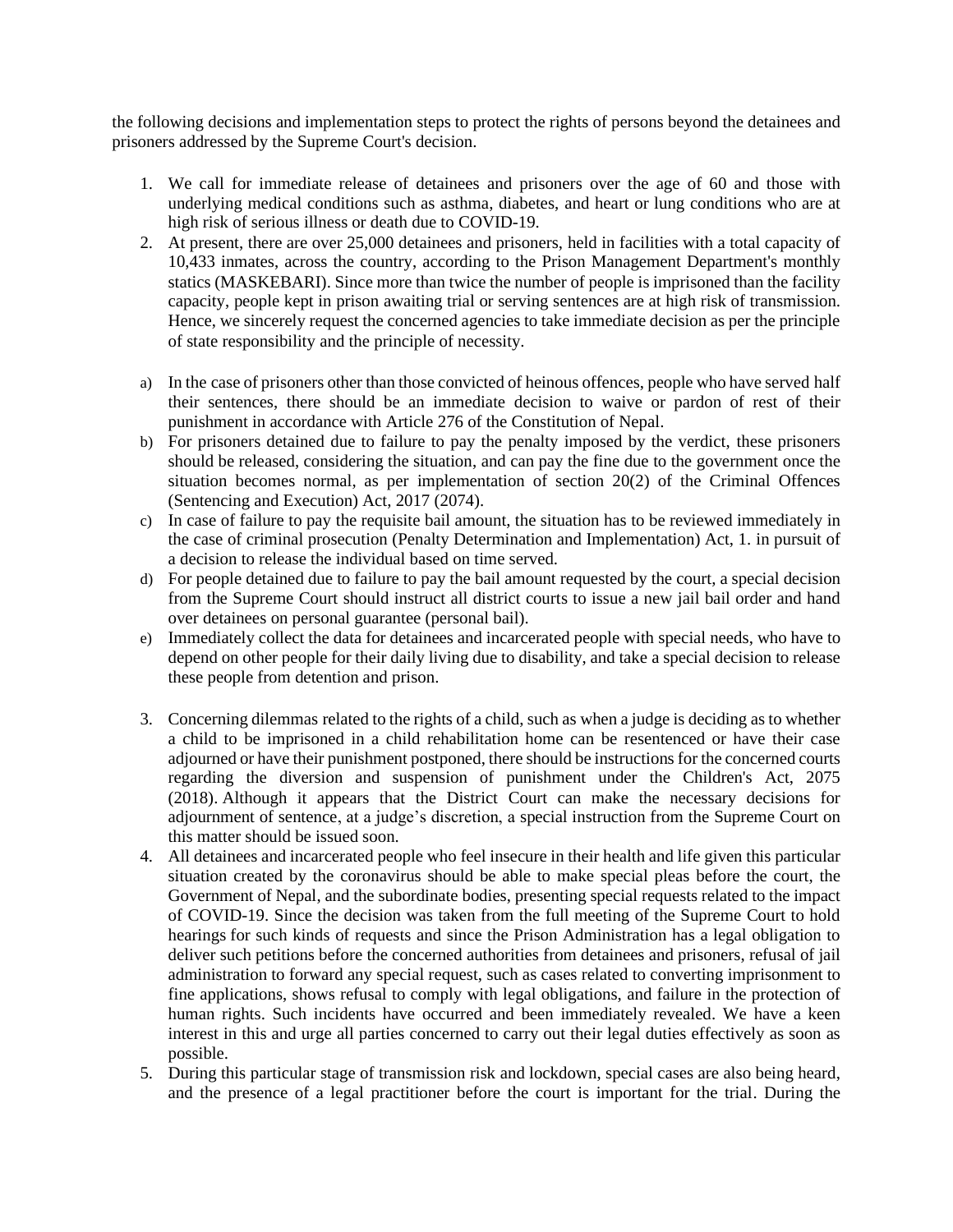the following decisions and implementation steps to protect the rights of persons beyond the detainees and prisoners addressed by the Supreme Court's decision.

1. We call for immediate release of detainees and prisoners over the age of 60 and those with underlying medical conditions such as asthma, diabetes, and heart or lung conditions who are at high risk of serious illness or death due to COVID-19.
2. At present, there are over 25,000 detainees and prisoners, held in facilities with a total capacity of 10,433 inmates, across the country, according to the Prison Management Department's monthly statics (MASKEBARI). Since more than twice the number of people is imprisoned than the facility capacity, people kept in prison awaiting trial or serving sentences are at high risk of transmission. Hence, we sincerely request the concerned agencies to take immediate decision as per the principle of state responsibility and the principle of necessity.

a) In the case of prisoners other than those convicted of heinous offences, people who have served half their sentences, there should be an immediate decision to waive or pardon of rest of their punishment in accordance with Article 276 of the Constitution of Nepal.

b) For prisoners detained due to failure to pay the penalty imposed by the verdict, these prisoners should be released, considering the situation, and can pay the fine due to the government once the situation becomes normal, as per implementation of section 20(2) of the Criminal Offences (Sentencing and Execution) Act, 2017 (2074).

c) In case of failure to pay the requisite bail amount, the situation has to be reviewed immediately in the case of criminal prosecution (Penalty Determination and Implementation) Act, 1. in pursuit of a decision to release the individual based on time served.

d) For people detained due to failure to pay the bail amount requested by the court, a special decision from the Supreme Court should instruct all district courts to issue a new jail bail order and hand over detainees on personal guarantee (personal bail).

e) Immediately collect the data for detainees and incarcerated people with special needs, who have to depend on other people for their daily living due to disability, and take a special decision to release these people from detention and prison.

3. Concerning dilemmas related to the rights of a child, such as when a judge is deciding as to whether a child to be imprisoned in a child rehabilitation home can be resentenced or have their case adjourned or have their punishment postponed, there should be instructions for the concerned courts regarding the diversion and suspension of punishment under the Children's Act, 2075 (2018). Although it appears that the District Court can make the necessary decisions for adjournment of sentence, at a judge's discretion, a special instruction from the Supreme Court on this matter should be issued soon.
4. All detainees and incarcerated people who feel insecure in their health and life given this particular situation created by the coronavirus should be able to make special pleas before the court, the Government of Nepal, and the subordinate bodies, presenting special requests related to the impact of COVID-19. Since the decision was taken from the full meeting of the Supreme Court to hold hearings for such kinds of requests and since the Prison Administration has a legal obligation to deliver such petitions before the concerned authorities from detainees and prisoners, refusal of jail administration to forward any special request, such as cases related to converting imprisonment to fine applications, shows refusal to comply with legal obligations, and failure in the protection of human rights. Such incidents have occurred and been immediately revealed. We have a keen interest in this and urge all parties concerned to carry out their legal duties effectively as soon as possible.
5. During this particular stage of transmission risk and lockdown, special cases are also being heard, and the presence of a legal practitioner before the court is important for the trial. During the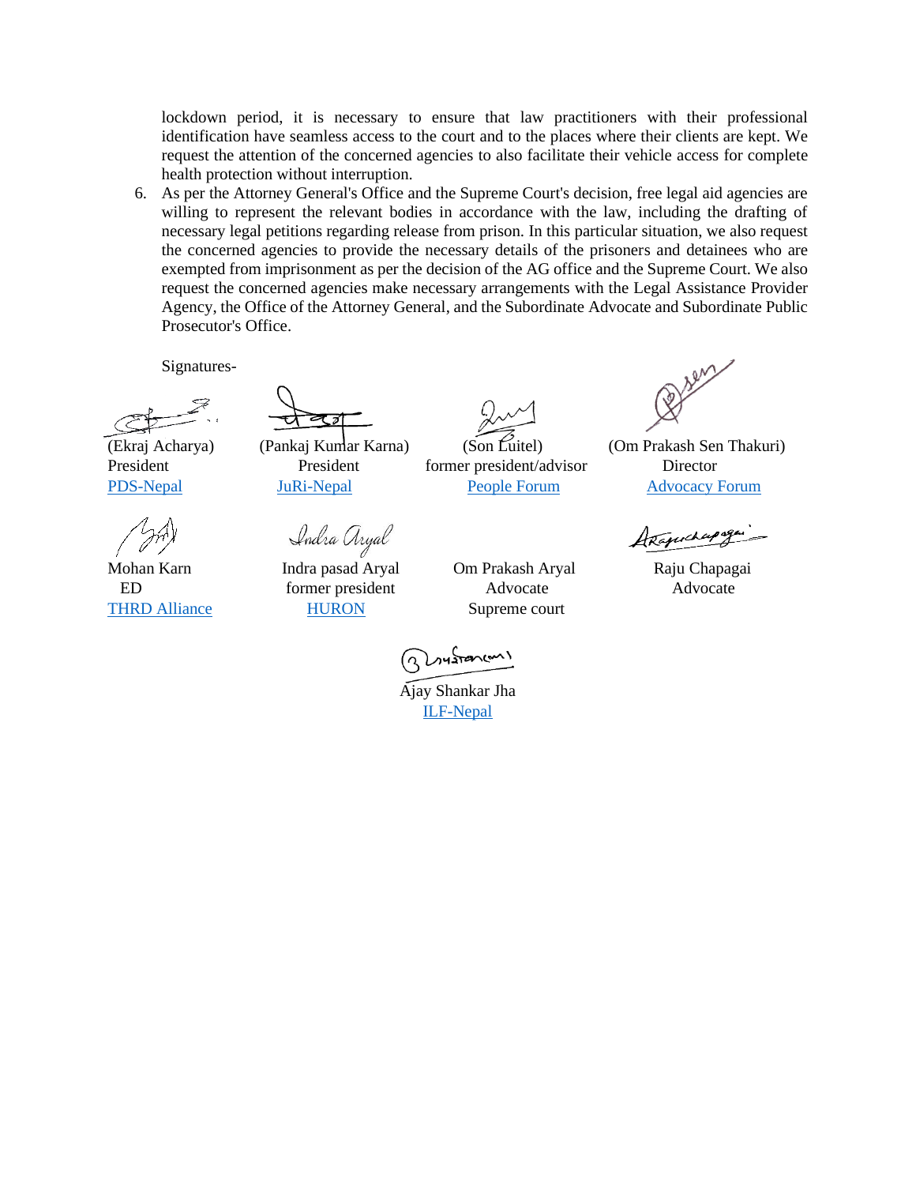lockdown period, it is necessary to ensure that law practitioners with their professional identification have seamless access to the court and to the places where their clients are kept. We request the attention of the concerned agencies to also facilitate their vehicle access for complete health protection without interruption.

6. As per the Attorney General's Office and the Supreme Court's decision, free legal aid agencies are willing to represent the relevant bodies in accordance with the law, including the drafting of necessary legal petitions regarding release from prison. In this particular situation, we also request the concerned agencies to provide the necessary details of the prisoners and detainees who are exempted from imprisonment as per the decision of the AG office and the Supreme Court. We also request the concerned agencies make necessary arrangements with the Legal Assistance Provider Agency, the Office of the Attorney General, and the Subordinate Advocate and Subordinate Public Prosecutor's Office.

Signatures-

(Ekraj Acharya)
President
PDS-Nepal

(Pankaj Kumar Karna)
President
JuRi-Nepal

(Son Luitel)
former president/advisor
People Forum

(Om Prakash Sen Thakuri)
Director
Advocacy Forum

Mohan Karn
ED
THRD Alliance

Indra pasad Aryal
former president
HURON

Om Prakash Aryal
Advocate
Supreme court

Raju Chapagai
Advocate

Ajay Shankar Jha
ILF-Nepal